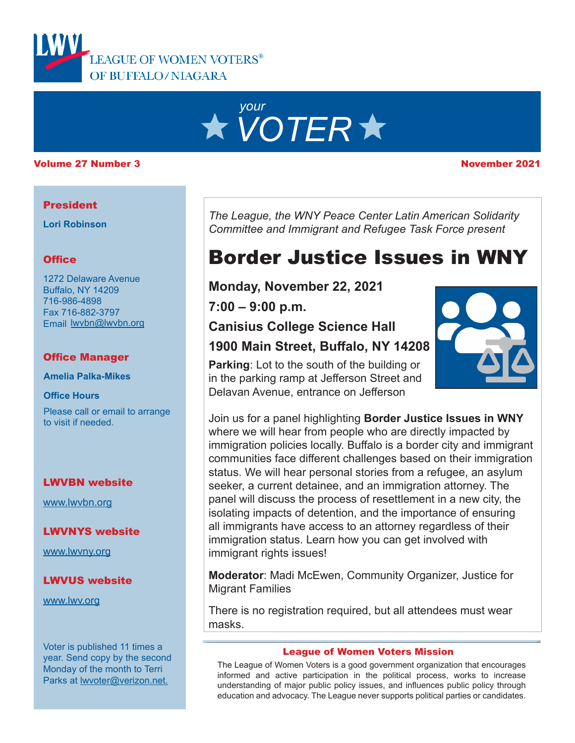LEAGUE OF WOMEN VOTERS® OF BUFFALO/NIAGARA

# *your* VOTER

**Volume 27 Number 3** **November 2021**

*The League, the WNY Peace Center Latin American Solidarity Committee and Immigrant and Refugee Task Force present*

## Border Justice Issues in WNY

**Monday, November 22, 2021**

**7:00 – 9:00 p.m.**

**Canisius College Science Hall**

**1900 Main Street, Buffalo, NY 14208**

**Parking**: Lot to the south of the building or in the parking ramp at Jefferson Street and Delavan Avenue, entrance on Jefferson

Join us for a panel highlighting **Border Justice Issues in WNY** where we will hear from people who are directly impacted by immigration policies locally. Buffalo is a border city and immigrant communities face different challenges based on their immigration status. We will hear personal stories from a refugee, an asylum seeker, a current detainee, and an immigration attorney. The panel will discuss the process of resettlement in a new city, the isolating impacts of detention, and the importance of ensuring all immigrants have access to an attorney regardless of their immigration status. Learn how you can get involved with immigrant rights issues!

**Moderator**: Madi McEwen, Community Organizer, Justice for Migrant Families

There is no registration required, but all attendees must wear masks.

### League of Women Voters Mission

The League of Women Voters is a good government organization that encourages informed and active participation in the political process, works to increase understanding of major public policy issues, and influences public policy through education and advocacy. The League never supports political parties or candidates.

---

**President**

Lori Robinson

**Office**

1272 Delaware Avenue
Buffalo, NY 14209
716-986-4898
Fax 716-882-3797
Email lwvbn@lwvbn.org

**Office Manager**

Amelia Palka-Mikes

**Office Hours**

Please call or email to arrange to visit if needed.

**LWVBN website**

www.lwvbn.org

**LWVNYS website**

www.lwvny.org

**LWVUS website**

www.lwv.org

Voter is published 11 times a year. Send copy by the second Monday of the month to Terri Parks at lwvoter@verizon.net.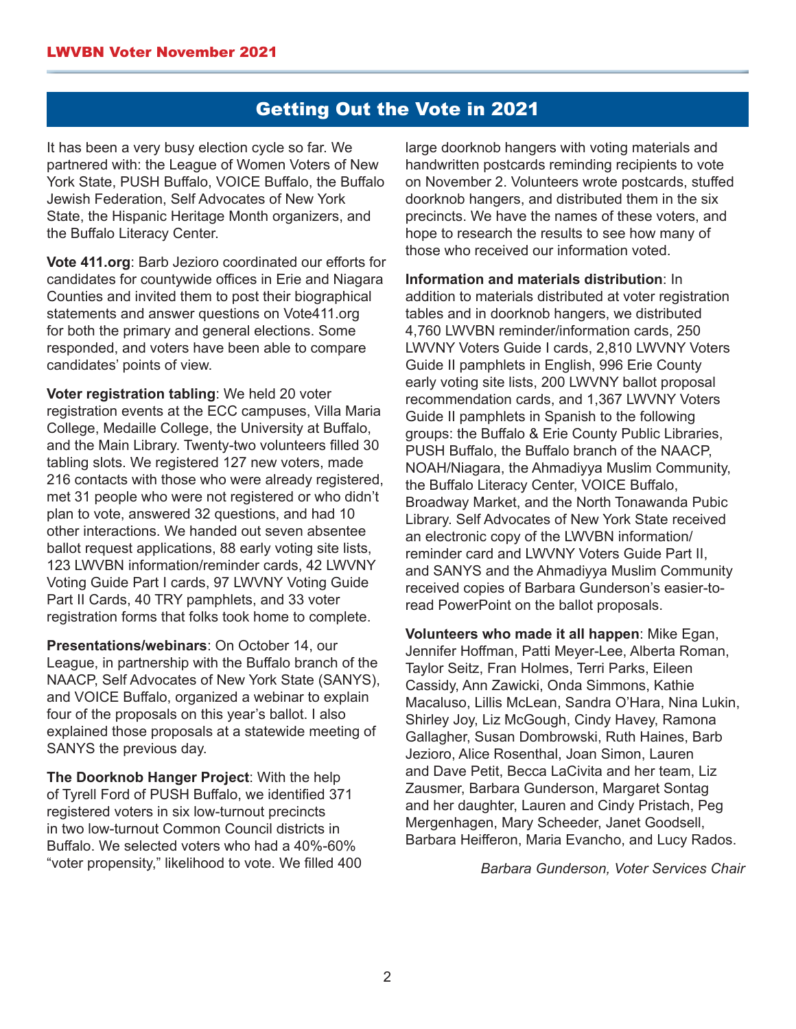## Getting Out the Vote in 2021

It has been a very busy election cycle so far. We partnered with: the League of Women Voters of New York State, PUSH Buffalo, VOICE Buffalo, the Buffalo Jewish Federation, Self Advocates of New York State, the Hispanic Heritage Month organizers, and the Buffalo Literacy Center.

**Vote 411.org**: Barb Jezioro coordinated our efforts for candidates for countywide offices in Erie and Niagara Counties and invited them to post their biographical statements and answer questions on Vote411.org for both the primary and general elections. Some responded, and voters have been able to compare candidates' points of view.

**Voter registration tabling**: We held 20 voter registration events at the ECC campuses, Villa Maria College, Medaille College, the University at Buffalo, and the Main Library. Twenty-two volunteers filled 30 tabling slots. We registered 127 new voters, made 216 contacts with those who were already registered, met 31 people who were not registered or who didn't plan to vote, answered 32 questions, and had 10 other interactions. We handed out seven absentee ballot request applications, 88 early voting site lists, 123 LWVBN information/reminder cards, 42 LWVNY Voting Guide Part I cards, 97 LWVNY Voting Guide Part II Cards, 40 TRY pamphlets, and 33 voter registration forms that folks took home to complete.

**Presentations/webinars**: On October 14, our League, in partnership with the Buffalo branch of the NAACP, Self Advocates of New York State (SANYS), and VOICE Buffalo, organized a webinar to explain four of the proposals on this year's ballot. I also explained those proposals at a statewide meeting of SANYS the previous day.

**The Doorknob Hanger Project**: With the help of Tyrell Ford of PUSH Buffalo, we identified 371 registered voters in six low-turnout precincts in two low-turnout Common Council districts in Buffalo. We selected voters who had a 40%-60% "voter propensity," likelihood to vote. We filled 400 large doorknob hangers with voting materials and handwritten postcards reminding recipients to vote on November 2. Volunteers wrote postcards, stuffed doorknob hangers, and distributed them in the six precincts. We have the names of these voters, and hope to research the results to see how many of those who received our information voted.

**Information and materials distribution**: In addition to materials distributed at voter registration tables and in doorknob hangers, we distributed 4,760 LWVBN reminder/information cards, 250 LWVNY Voters Guide I cards, 2,810 LWVNY Voters Guide II pamphlets in English, 996 Erie County early voting site lists, 200 LWVNY ballot proposal recommendation cards, and 1,367 LWVNY Voters Guide II pamphlets in Spanish to the following groups: the Buffalo & Erie County Public Libraries, PUSH Buffalo, the Buffalo branch of the NAACP, NOAH/Niagara, the Ahmadiyya Muslim Community, the Buffalo Literacy Center, VOICE Buffalo, Broadway Market, and the North Tonawanda Pubic Library. Self Advocates of New York State received an electronic copy of the LWVBN information/reminder card and LWVNY Voters Guide Part II, and SANYS and the Ahmadiyya Muslim Community received copies of Barbara Gunderson's easier-to-read PowerPoint on the ballot proposals.

**Volunteers who made it all happen**: Mike Egan, Jennifer Hoffman, Patti Meyer-Lee, Alberta Roman, Taylor Seitz, Fran Holmes, Terri Parks, Eileen Cassidy, Ann Zawicki, Onda Simmons, Kathie Macaluso, Lillis McLean, Sandra O'Hara, Nina Lukin, Shirley Joy, Liz McGough, Cindy Havey, Ramona Gallagher, Susan Dombrowski, Ruth Haines, Barb Jezioro, Alice Rosenthal, Joan Simon, Lauren and Dave Petit, Becca LaCivita and her team, Liz Zausmer, Barbara Gunderson, Margaret Sontag and her daughter, Lauren and Cindy Pristach, Peg Mergenhagen, Mary Scheeder, Janet Goodsell, Barbara Heifferon, Maria Evancho, and Lucy Rados.

*Barbara Gunderson, Voter Services Chair*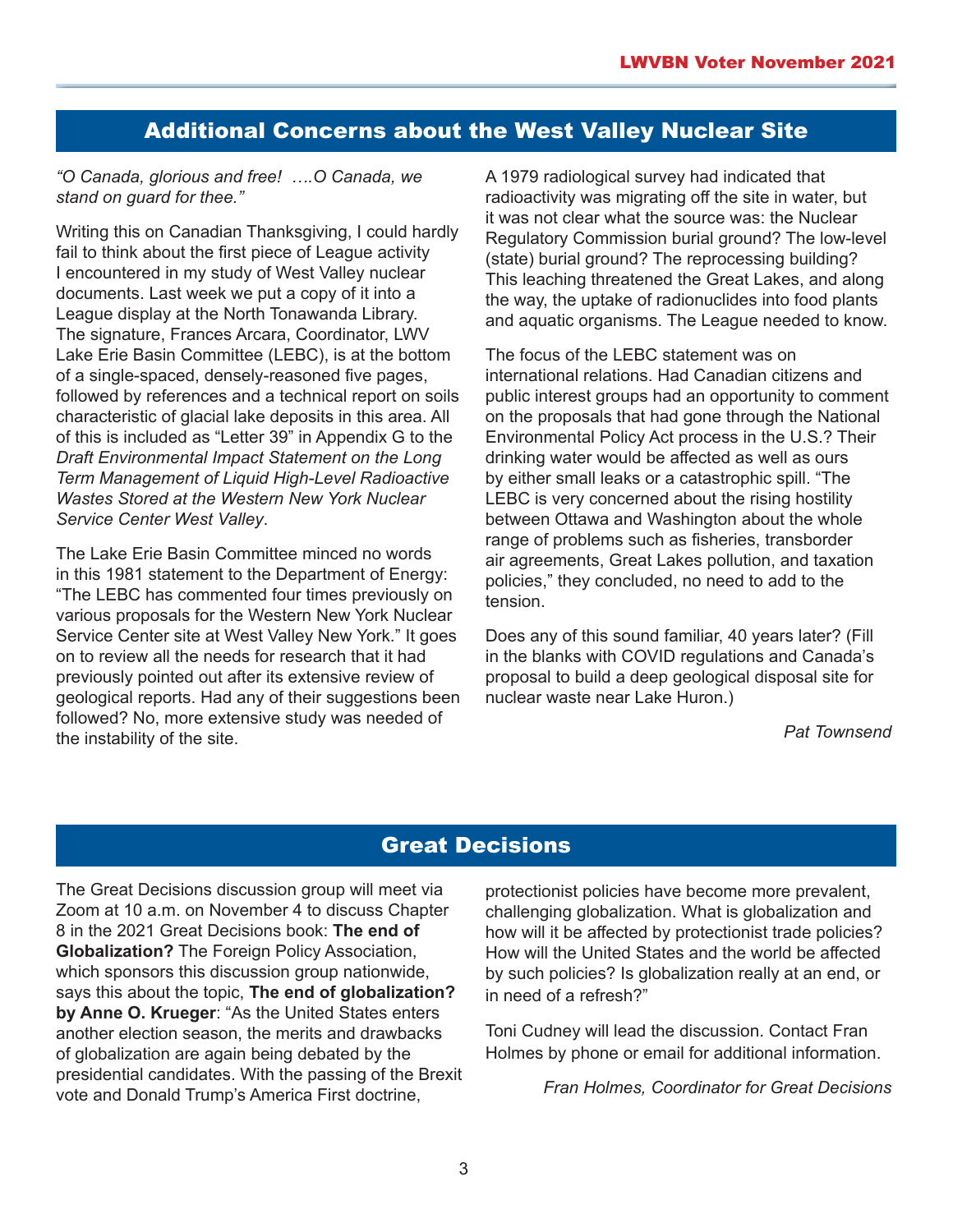## Additional Concerns about the West Valley Nuclear Site

*"O Canada, glorious and free! ….O Canada, we stand on guard for thee."*

Writing this on Canadian Thanksgiving, I could hardly fail to think about the first piece of League activity I encountered in my study of West Valley nuclear documents. Last week we put a copy of it into a League display at the North Tonawanda Library. The signature, Frances Arcara, Coordinator, LWV Lake Erie Basin Committee (LEBC), is at the bottom of a single-spaced, densely-reasoned five pages, followed by references and a technical report on soils characteristic of glacial lake deposits in this area. All of this is included as "Letter 39" in Appendix G to the *Draft Environmental Impact Statement on the Long Term Management of Liquid High-Level Radioactive Wastes Stored at the Western New York Nuclear Service Center West Valley*.

The Lake Erie Basin Committee minced no words in this 1981 statement to the Department of Energy: "The LEBC has commented four times previously on various proposals for the Western New York Nuclear Service Center site at West Valley New York." It goes on to review all the needs for research that it had previously pointed out after its extensive review of geological reports. Had any of their suggestions been followed? No, more extensive study was needed of the instability of the site.

A 1979 radiological survey had indicated that radioactivity was migrating off the site in water, but it was not clear what the source was: the Nuclear Regulatory Commission burial ground? The low-level (state) burial ground? The reprocessing building? This leaching threatened the Great Lakes, and along the way, the uptake of radionuclides into food plants and aquatic organisms. The League needed to know.

The focus of the LEBC statement was on international relations. Had Canadian citizens and public interest groups had an opportunity to comment on the proposals that had gone through the National Environmental Policy Act process in the U.S.? Their drinking water would be affected as well as ours by either small leaks or a catastrophic spill. "The LEBC is very concerned about the rising hostility between Ottawa and Washington about the whole range of problems such as fisheries, transborder air agreements, Great Lakes pollution, and taxation policies," they concluded, no need to add to the tension.

Does any of this sound familiar, 40 years later? (Fill in the blanks with COVID regulations and Canada's proposal to build a deep geological disposal site for nuclear waste near Lake Huron.)

*Pat Townsend*

## Great Decisions

The Great Decisions discussion group will meet via Zoom at 10 a.m. on November 4 to discuss Chapter 8 in the 2021 Great Decisions book: **The end of Globalization?** The Foreign Policy Association, which sponsors this discussion group nationwide, says this about the topic, **The end of globalization? by Anne O. Krueger**: "As the United States enters another election season, the merits and drawbacks of globalization are again being debated by the presidential candidates. With the passing of the Brexit vote and Donald Trump's America First doctrine, protectionist policies have become more prevalent, challenging globalization. What is globalization and how will it be affected by protectionist trade policies? How will the United States and the world be affected by such policies? Is globalization really at an end, or in need of a refresh?"

Toni Cudney will lead the discussion. Contact Fran Holmes by phone or email for additional information.

*Fran Holmes, Coordinator for Great Decisions*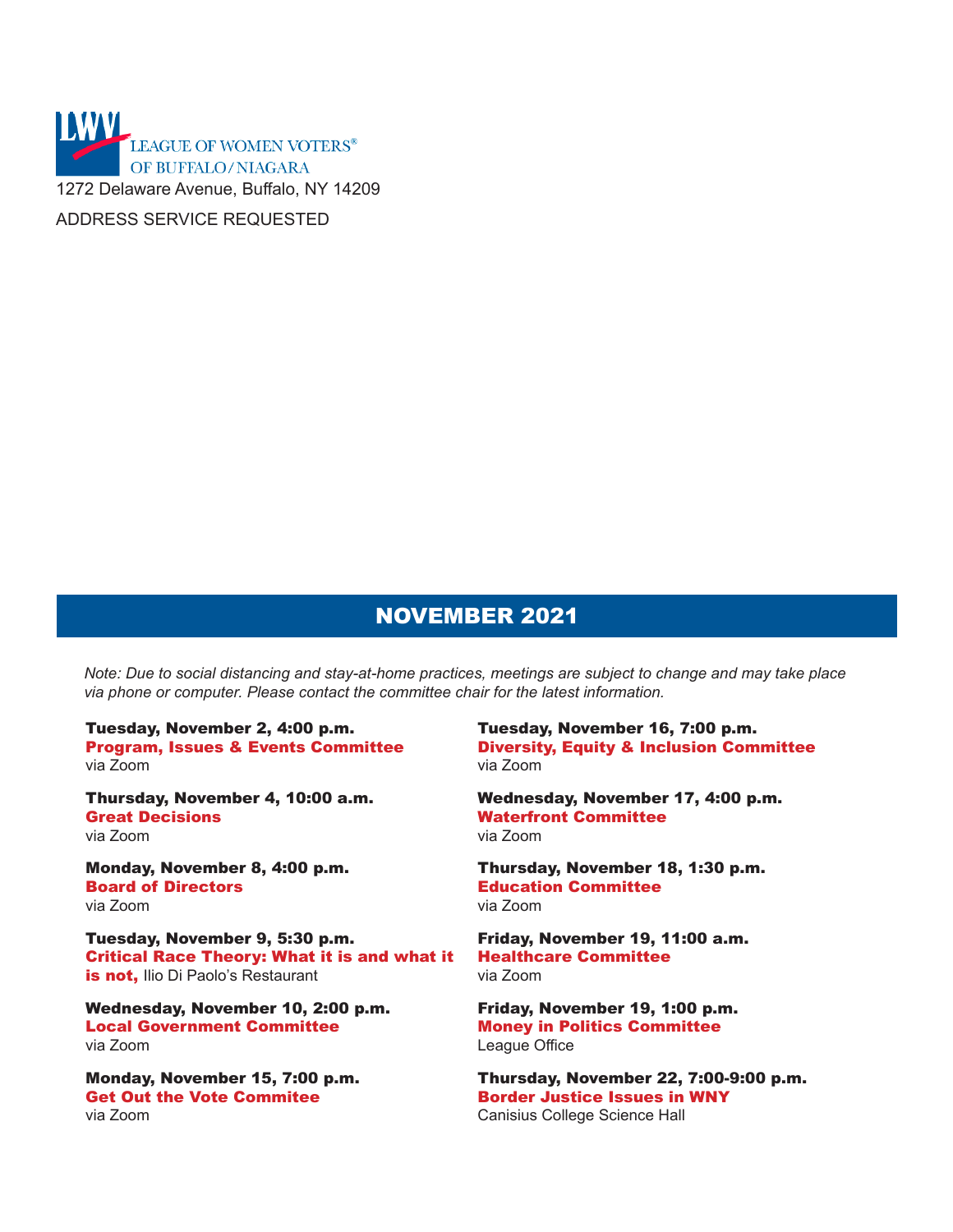LWV LEAGUE OF WOMEN VOTERS®
OF BUFFALO/NIAGARA

1272 Delaware Avenue, Buffalo, NY 14209

ADDRESS SERVICE REQUESTED

## NOVEMBER 2021

*Note: Due to social distancing and stay-at-home practices, meetings are subject to change and may take place via phone or computer. Please contact the committee chair for the latest information.*

**Tuesday, November 2, 4:00 p.m.**
**Program, Issues & Events Committee**
via Zoom

**Thursday, November 4, 10:00 a.m.**
**Great Decisions**
via Zoom

**Monday, November 8, 4:00 p.m.**
**Board of Directors**
via Zoom

**Tuesday, November 9, 5:30 p.m.**
**Critical Race Theory: What it is and what it is not,** Ilio Di Paolo's Restaurant

**Wednesday, November 10, 2:00 p.m.**
**Local Government Committee**
via Zoom

**Monday, November 15, 7:00 p.m.**
**Get Out the Vote Commitee**
via Zoom

**Tuesday, November 16, 7:00 p.m.**
**Diversity, Equity & Inclusion Committee**
via Zoom

**Wednesday, November 17, 4:00 p.m.**
**Waterfront Committee**
via Zoom

**Thursday, November 18, 1:30 p.m.**
**Education Committee**
via Zoom

**Friday, November 19, 11:00 a.m.**
**Healthcare Committee**
via Zoom

**Friday, November 19, 1:00 p.m.**
**Money in Politics Committee**
League Office

**Thursday, November 22, 7:00-9:00 p.m.**
**Border Justice Issues in WNY**
Canisius College Science Hall